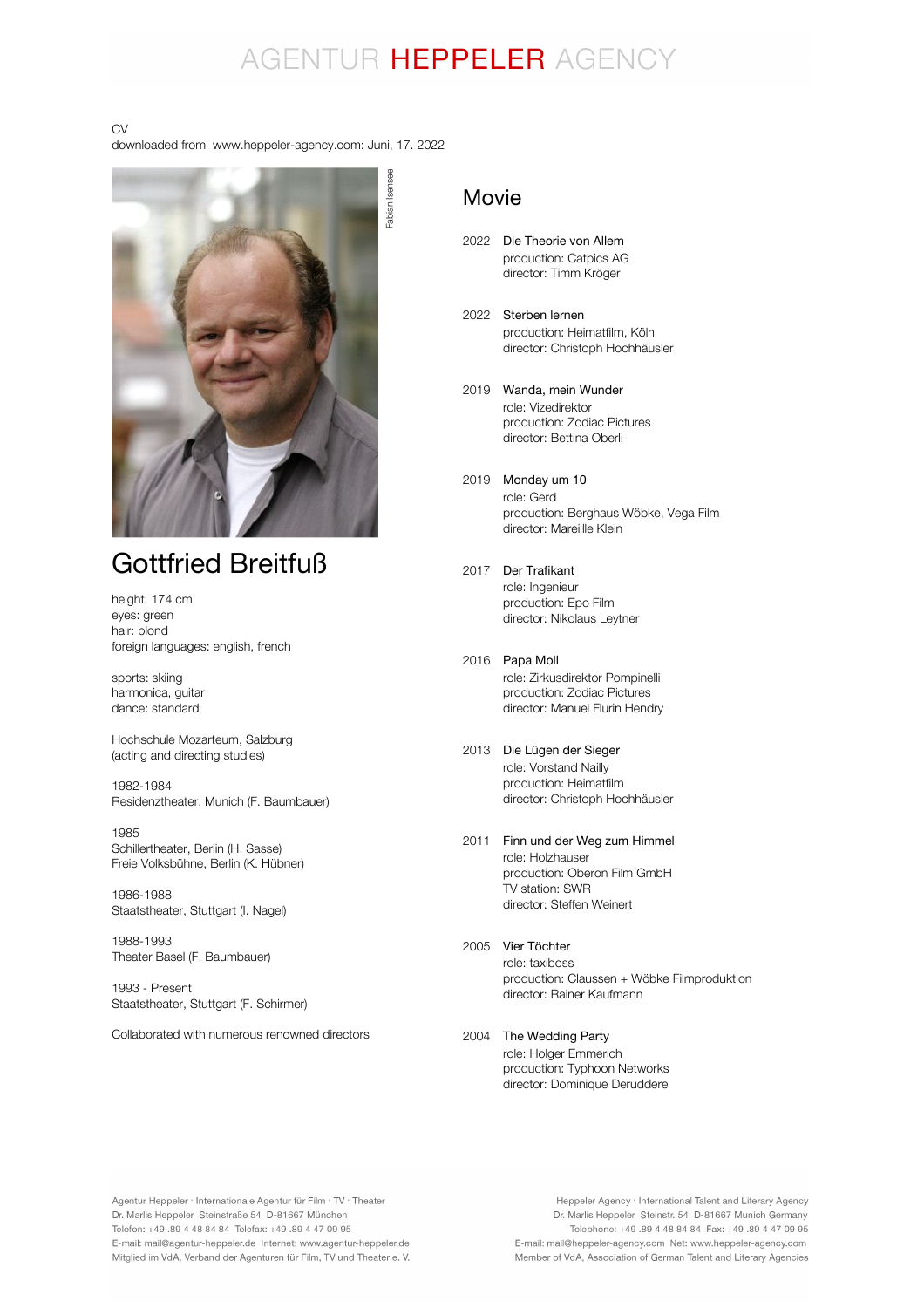# AGENTUR HEPPELER AGENCY

CV
downloaded from www.heppeler-agency.com: Juni, 17. 2022

Fabian Isensee

## Gottfried Breitfuß

height: 174 cm
eyes: green
hair: blond
foreign languages: english, french

sports: skiing
harmonica, guitar
dance: standard

Hochschule Mozarteum, Salzburg
(acting and directing studies)

1982-1984
Residenztheater, Munich (F. Baumbauer)

1985
Schillertheater, Berlin (H. Sasse)
Freie Volksbühne, Berlin (K. Hübner)

1986-1988
Staatstheater, Stuttgart (I. Nagel)

1988-1993
Theater Basel (F. Baumbauer)

1993 - Present
Staatstheater, Stuttgart (F. Schirmer)

Collaborated with numerous renowned directors

## Movie

2022 Die Theorie von Allem
production: Catpics AG
director: Timm Kröger

2022 Sterben lernen
production: Heimatfilm, Köln
director: Christoph Hochhäusler

2019 Wanda, mein Wunder
role: Vizedirektor
production: Zodiac Pictures
director: Bettina Oberli

2019 Monday um 10
role: Gerd
production: Berghaus Wöbke, Vega Film
director: Mareiille Klein

2017 Der Trafikant
role: Ingenieur
production: Epo Film
director: Nikolaus Leytner

2016 Papa Moll
role: Zirkusdirektor Pompinelli
production: Zodiac Pictures
director: Manuel Flurin Hendry

2013 Die Lügen der Sieger
role: Vorstand Nailly
production: Heimatfilm
director: Christoph Hochhäusler

2011 Finn und der Weg zum Himmel
role: Holzhauser
production: Oberon Film GmbH
TV station: SWR
director: Steffen Weinert

2005 Vier Töchter
role: taxiboss
production: Claussen + Wöbke Filmproduktion
director: Rainer Kaufmann

2004 The Wedding Party
role: Holger Emmerich
production: Typhoon Networks
director: Dominique Deruddere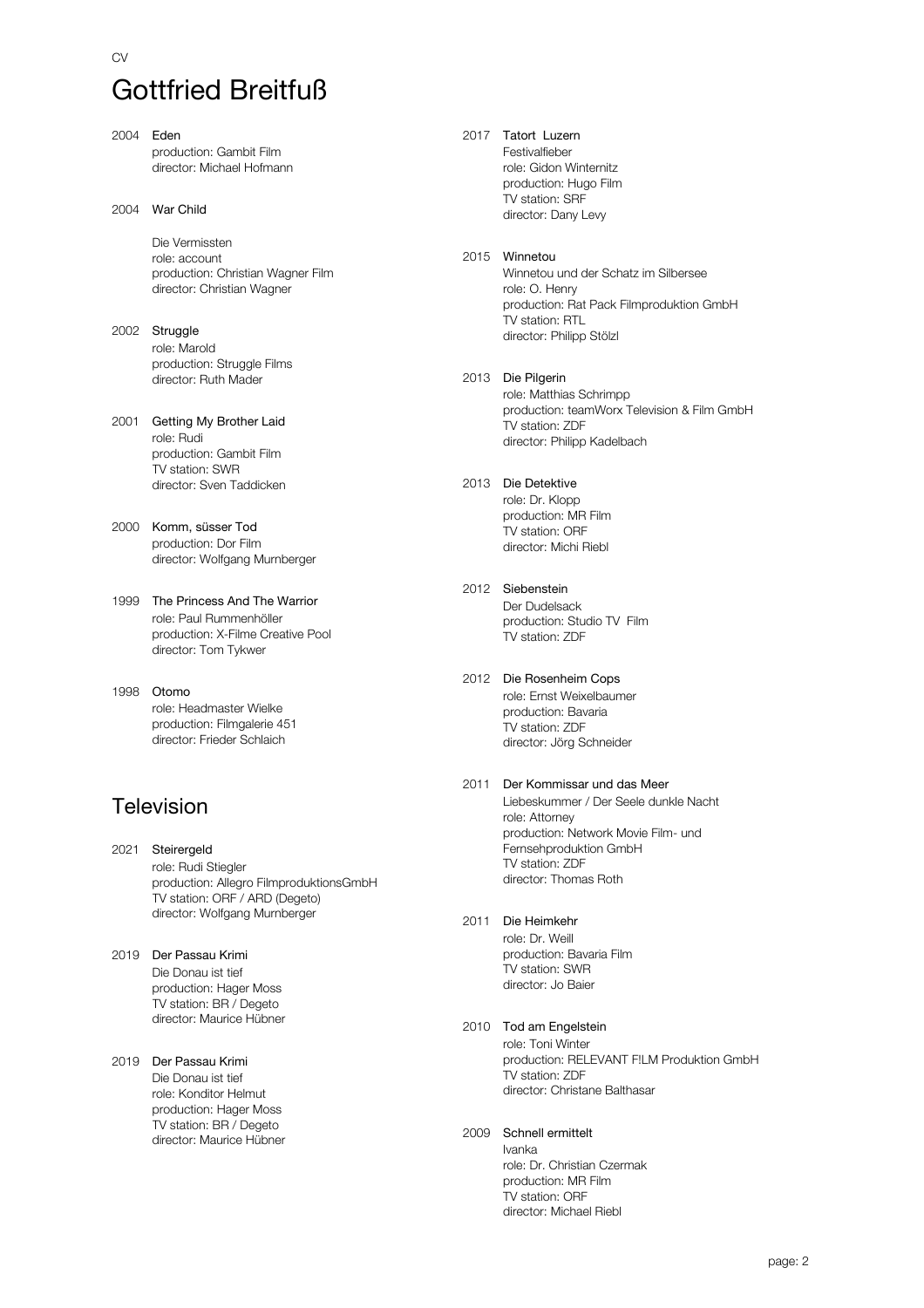CV

# Gottfried Breitfuß

2004 **Eden**
production: Gambit Film
director: Michael Hofmann

2004 **War Child**

Die Vermissten
role: account
production: Christian Wagner Film
director: Christian Wagner

2002 **Struggle**
role: Marold
production: Struggle Films
director: Ruth Mader

2001 **Getting My Brother Laid**
role: Rudi
production: Gambit Film
TV station: SWR
director: Sven Taddicken

2000 **Komm, süsser Tod**
production: Dor Film
director: Wolfgang Murnberger

1999 **The Princess And The Warrior**
role: Paul Rummenhöller
production: X-Filme Creative Pool
director: Tom Tykwer

1998 **Otomo**
role: Headmaster Wielke
production: Filmgalerie 451
director: Frieder Schlaich

## Television

2021 **Steirergeld**
role: Rudi Stiegler
production: Allegro FilmproduktionsGmbH
TV station: ORF / ARD (Degeto)
director: Wolfgang Murnberger

2019 **Der Passau Krimi**
Die Donau ist tief
production: Hager Moss
TV station: BR / Degeto
director: Maurice Hübner

2019 **Der Passau Krimi**
Die Donau ist tief
role: Konditor Helmut
production: Hager Moss
TV station: BR / Degeto
director: Maurice Hübner

2017 **Tatort Luzern**
Festivalfieber
role: Gidon Winternitz
production: Hugo Film
TV station: SRF
director: Dany Levy

2015 **Winnetou**
Winnetou und der Schatz im Silbersee
role: O. Henry
production: Rat Pack Filmproduktion GmbH
TV station: RTL
director: Philipp Stölzl

2013 **Die Pilgerin**
role: Matthias Schrimpp
production: teamWorx Television & Film GmbH
TV station: ZDF
director: Philipp Kadelbach

2013 **Die Detektive**
role: Dr. Klopp
production: MR Film
TV station: ORF
director: Michi Riebl

2012 **Siebenstein**
Der Dudelsack
production: Studio TV Film
TV station: ZDF

2012 **Die Rosenheim Cops**
role: Ernst Weixelbaumer
production: Bavaria
TV station: ZDF
director: Jörg Schneider

2011 **Der Kommissar und das Meer**
Liebeskummer / Der Seele dunkle Nacht
role: Attorney
production: Network Movie Film- und Fernsehproduktion GmbH
TV station: ZDF
director: Thomas Roth

2011 **Die Heimkehr**
role: Dr. Weill
production: Bavaria Film
TV station: SWR
director: Jo Baier

2010 **Tod am Engelstein**
role: Toni Winter
production: RELEVANT F!LM Produktion GmbH
TV station: ZDF
director: Christane Balthasar

2009 **Schnell ermittelt**
Ivanka
role: Dr. Christian Czermak
production: MR Film
TV station: ORF
director: Michael Riebl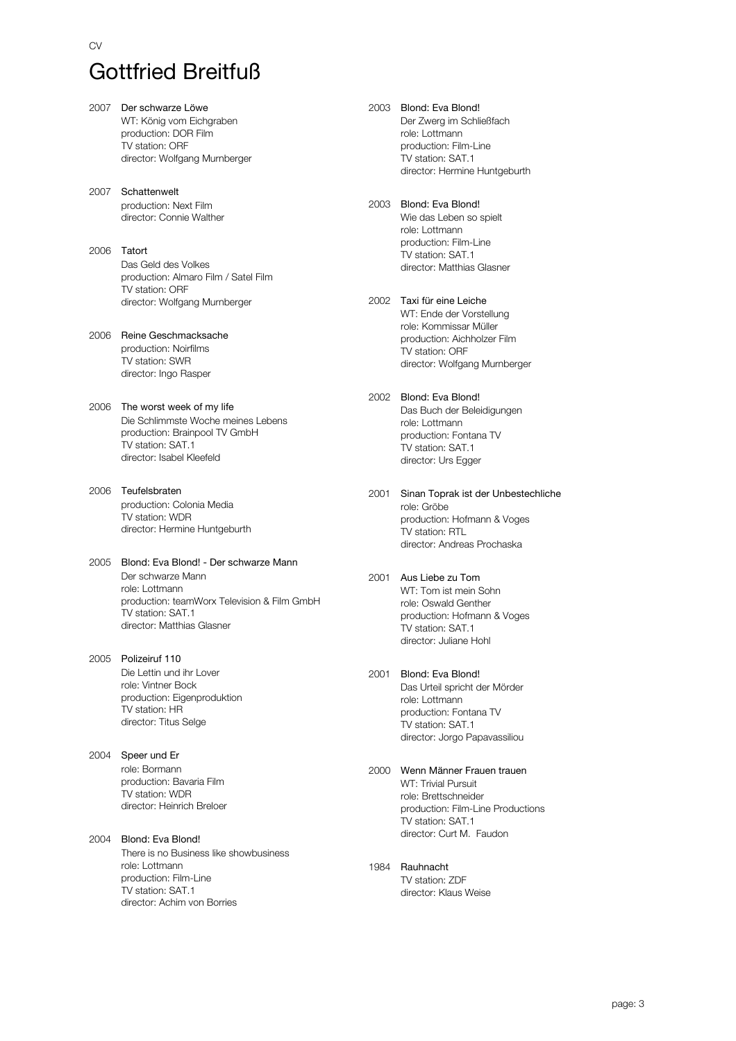CV

# Gottfried Breitfuß

2007 **Der schwarze Löwe**
WT: König vom Eichgraben
production: DOR Film
TV station: ORF
director: Wolfgang Murnberger

2007 **Schattenwelt**
production: Next Film
director: Connie Walther

2006 **Tatort**
Das Geld des Volkes
production: Almaro Film / Satel Film
TV station: ORF
director: Wolfgang Murnberger

2006 **Reine Geschmacksache**
production: Noirfilms
TV station: SWR
director: Ingo Rasper

2006 **The worst week of my life**
Die Schlimmste Woche meines Lebens
production: Brainpool TV GmbH
TV station: SAT.1
director: Isabel Kleefeld

2006 **Teufelsbraten**
production: Colonia Media
TV station: WDR
director: Hermine Huntgeburth

2005 **Blond: Eva Blond! - Der schwarze Mann**
Der schwarze Mann
role: Lottmann
production: teamWorx Television & Film GmbH
TV station: SAT.1
director: Matthias Glasner

2005 **Polizeiruf 110**
Die Lettin und ihr Lover
role: Vintner Bock
production: Eigenproduktion
TV station: HR
director: Titus Selge

2004 **Speer und Er**
role: Bormann
production: Bavaria Film
TV station: WDR
director: Heinrich Breloer

2004 **Blond: Eva Blond!**
There is no Business like showbusiness
role: Lottmann
production: Film-Line
TV station: SAT.1
director: Achim von Borries

2003 **Blond: Eva Blond!**
Der Zwerg im Schließfach
role: Lottmann
production: Film-Line
TV station: SAT.1
director: Hermine Huntgeburth

2003 **Blond: Eva Blond!**
Wie das Leben so spielt
role: Lottmann
production: Film-Line
TV station: SAT.1
director: Matthias Glasner

2002 **Taxi für eine Leiche**
WT: Ende der Vorstellung
role: Kommissar Müller
production: Aichholzer Film
TV station: ORF
director: Wolfgang Murnberger

2002 **Blond: Eva Blond!**
Das Buch der Beleidigungen
role: Lottmann
production: Fontana TV
TV station: SAT.1
director: Urs Egger

2001 **Sinan Toprak ist der Unbestechliche**
role: Gröbe
production: Hofmann & Voges
TV station: RTL
director: Andreas Prochaska

2001 **Aus Liebe zu Tom**
WT: Tom ist mein Sohn
role: Oswald Genther
production: Hofmann & Voges
TV station: SAT.1
director: Juliane Hohl

2001 **Blond: Eva Blond!**
Das Urteil spricht der Mörder
role: Lottmann
production: Fontana TV
TV station: SAT.1
director: Jorgo Papavassiliou

2000 **Wenn Männer Frauen trauen**
WT: Trivial Pursuit
role: Brettschneider
production: Film-Line Productions
TV station: SAT.1
director: Curt M. Faudon

1984 **Rauhnacht**
TV station: ZDF
director: Klaus Weise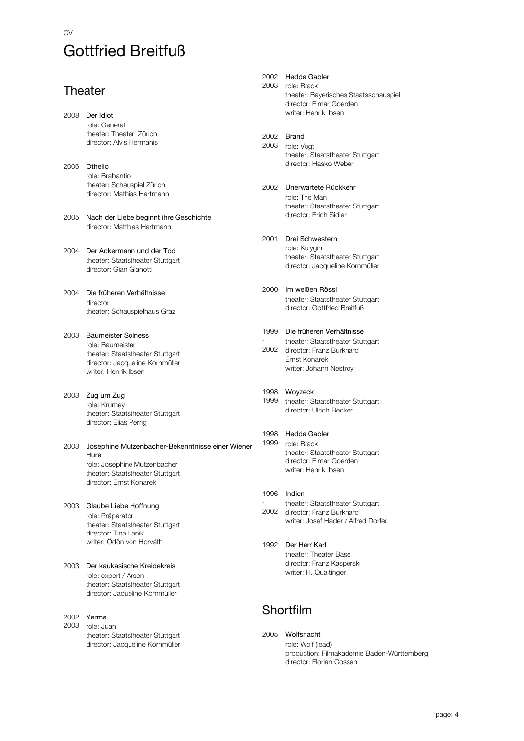CV

# Gottfried Breitfuß

## Theater

2008 **Der Idiot**
role: General
theater: Theater Zürich
director: Alvis Hermanis

2006 **Othello**
role: Brabantio
theater: Schauspiel Zürich
director: Mathias Hartmann

2005 **Nach der Liebe beginnt ihre Geschichte**
director: Matthias Hartmann

2004 **Der Ackermann und der Tod**
theater: Staatstheater Stuttgart
director: Gian Gianotti

2004 **Die früheren Verhältnisse**
director
theater: Schauspielhaus Graz

2003 **Baumeister Solness**
role: Baumeister
theater: Staatstheater Stuttgart
director: Jacqueline Kornmüller
writer: Henrik Ibsen

2003 **Zug um Zug**
role: Krumey
theater: Staatstheater Stuttgart
director: Elias Perrig

2003 **Josephine Mutzenbacher-Bekenntnisse einer Wiener Hure**
role: Josephine Mutzenbacher
theater: Staatstheater Stuttgart
director: Ernst Konarek

2003 **Glaube Liebe Hoffnung**
role: Präparator
theater: Staatstheater Stuttgart
director: Tina Lanik
writer: Ödön von Horváth

2003 **Der kaukasische Kreidekreis**
role: expert / Arsen
theater: Staatstheater Stuttgart
director: Jaqueline Kornmüller

2002 2003 **Yerma**
role: Juan
theater: Staatstheater Stuttgart
director: Jacqueline Kornmüller

2002 2003 **Hedda Gabler**
role: Brack
theater: Bayerisches Staatsschauspiel
director: Elmar Goerden
writer: Henrik Ibsen

2002 2003 **Brand**
role: Vogt
theater: Staatstheater Stuttgart
director: Hasko Weber

2002 **Unerwartete Rückkehr**
role: The Man
theater: Staatstheater Stuttgart
director: Erich Sidler

2001 **Drei Schwestern**
role: Kulygin
theater: Staatstheater Stuttgart
director: Jacqueline Kornmüller

2000 **Im weißen Rössl**
theater: Staatstheater Stuttgart
director: Gottfried Breitfuß

1999 - 2002 **Die früheren Verhältnisse**
theater: Staatstheater Stuttgart
director: Franz Burkhard
Ernst Konarek
writer: Johann Nestroy

1998 1999 **Woyzeck**
theater: Staatstheater Stuttgart
director: Ulrich Becker

1998 1999 **Hedda Gabler**
role: Brack
theater: Staatstheater Stuttgart
director: Elmar Goerden
writer: Henrik Ibsen

1996 - 2002 **Indien**
theater: Staatstheater Stuttgart
director: Franz Burkhard
writer: Josef Hader / Alfred Dorfer

1992 **Der Herr Karl**
theater: Theater Basel
director: Franz Kasperski
writer: H. Qualtinger

## Shortfilm

2005 **Wolfsnacht**
role: Wolf (lead)
production: Filmakademie Baden-Württemberg
director: Florian Cossen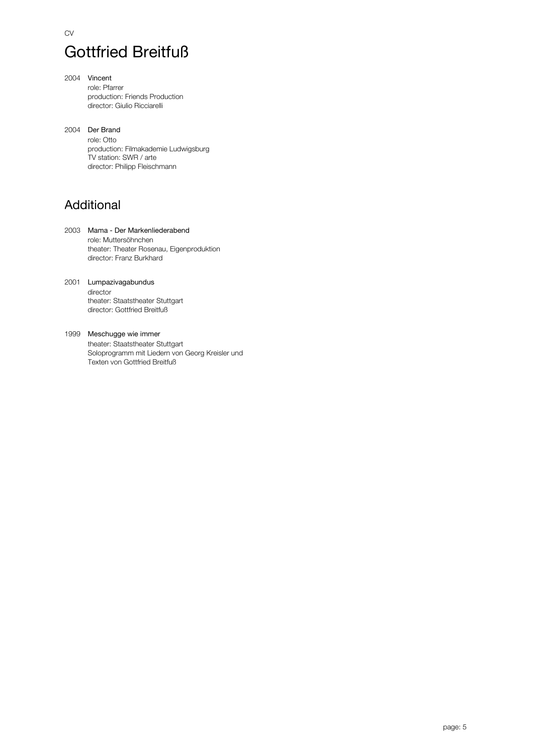CV

# Gottfried Breitfuß

2004 **Vincent**
role: Pfarrer
production: Friends Production
director: Giulio Ricciarelli

2004 **Der Brand**
role: Otto
production: Filmakademie Ludwigsburg
TV station: SWR / arte
director: Philipp Fleischmann

## Additional

2003 **Mama - Der Markenliederabend**
role: Muttersöhnchen
theater: Theater Rosenau, Eigenproduktion
director: Franz Burkhard

2001 **Lumpazivagabundus**
director
theater: Staatstheater Stuttgart
director: Gottfried Breitfuß

1999 **Meschugge wie immer**
theater: Staatstheater Stuttgart
Soloprogramm mit Liedern von Georg Kreisler und Texten von Gottfried Breitfuß